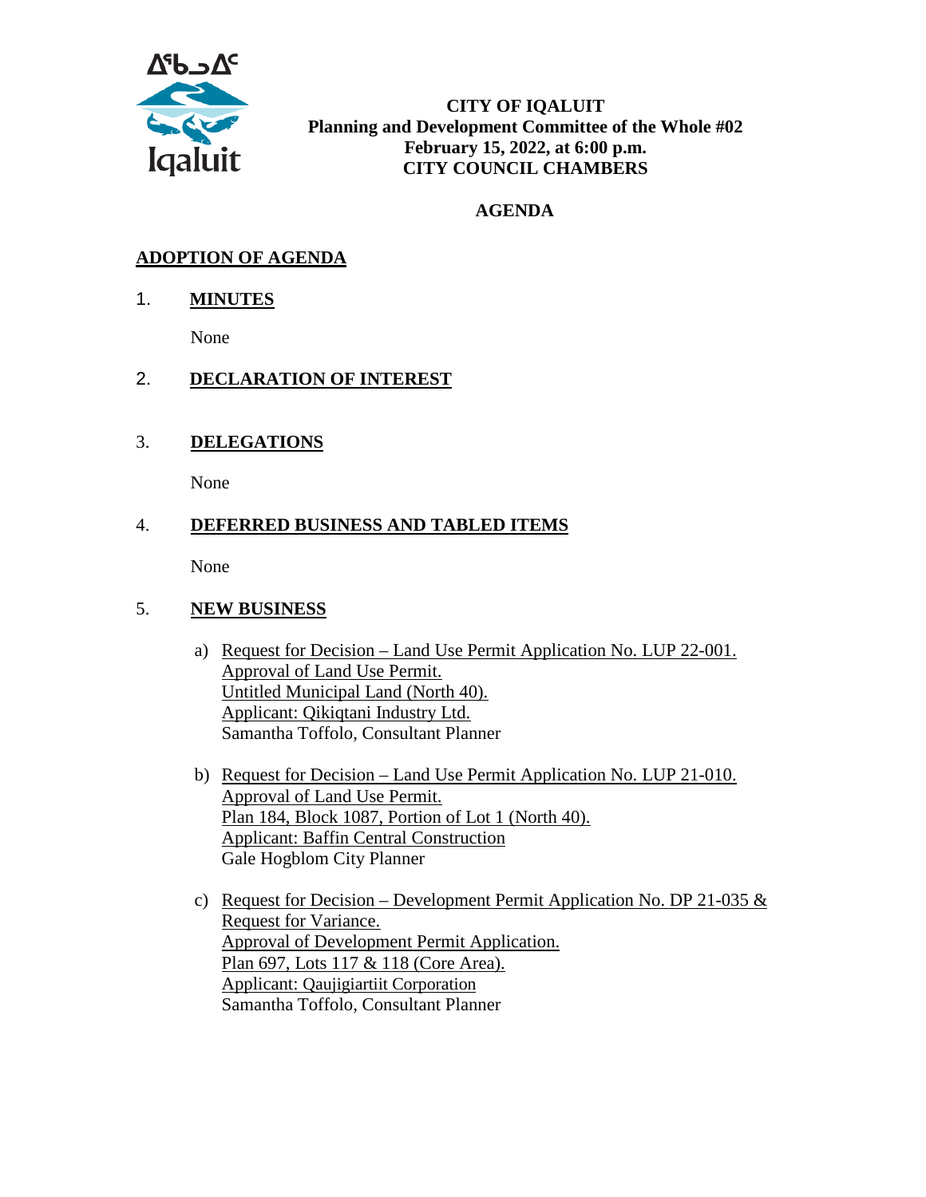ᐃᖃᓗᐃᑦ

Iqaluit

**CITY OF IQALUIT**
**Planning and Development Committee of the Whole #02**
**February 15, 2022, at 6:00 p.m.**
**CITY COUNCIL CHAMBERS**

**AGENDA**

**ADOPTION OF AGENDA**

1. **MINUTES**

   None

2. **DECLARATION OF INTEREST**

3. **DELEGATIONS**

   None

4. **DEFERRED BUSINESS AND TABLED ITEMS**

   None

5. **NEW BUSINESS**

   a) Request for Decision – Land Use Permit Application No. LUP 22-001.
      Approval of Land Use Permit.
      Untitled Municipal Land (North 40).
      Applicant: Qikiqtani Industry Ltd.
      Samantha Toffolo, Consultant Planner

   b) Request for Decision – Land Use Permit Application No. LUP 21-010.
      Approval of Land Use Permit.
      Plan 184, Block 1087, Portion of Lot 1 (North 40).
      Applicant: Baffin Central Construction
      Gale Hogblom City Planner

   c) Request for Decision – Development Permit Application No. DP 21-035 & Request for Variance.
      Approval of Development Permit Application.
      Plan 697, Lots 117 & 118 (Core Area).
      Applicant: Qaujigiartiit Corporation
      Samantha Toffolo, Consultant Planner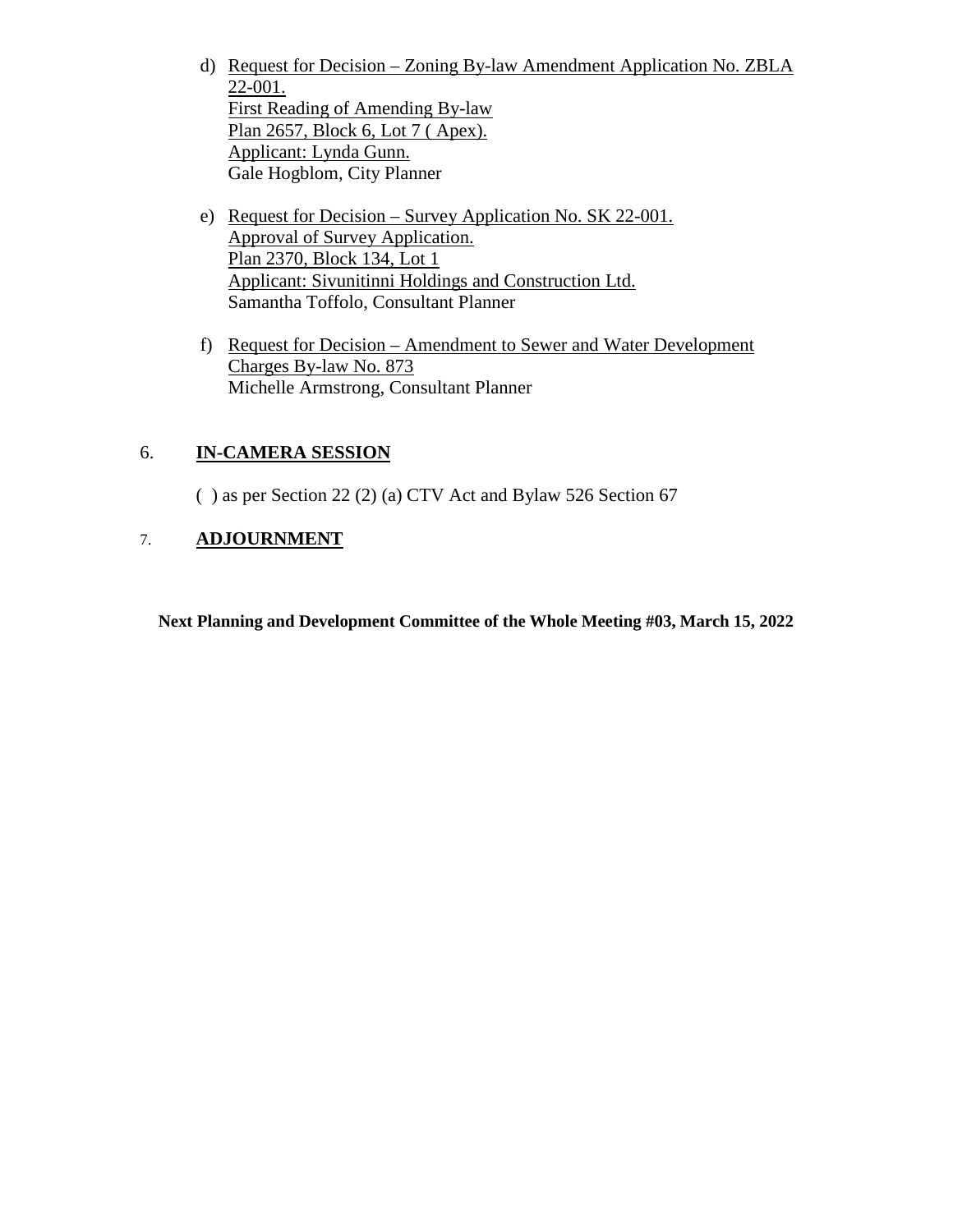d) Request for Decision – Zoning By-law Amendment Application No. ZBLA 22-001.
   First Reading of Amending By-law
   Plan 2657, Block 6, Lot 7 ( Apex).
   Applicant: Lynda Gunn.
   Gale Hogblom, City Planner

e) Request for Decision – Survey Application No. SK 22-001.
   Approval of Survey Application.
   Plan 2370, Block 134, Lot 1
   Applicant: Sivunitinni Holdings and Construction Ltd.
   Samantha Toffolo, Consultant Planner

f) Request for Decision – Amendment to Sewer and Water Development Charges By-law No. 873
   Michelle Armstrong, Consultant Planner

## 6. IN-CAMERA SESSION

( ) as per Section 22 (2) (a) CTV Act and Bylaw 526 Section 67

## 7. ADJOURNMENT

**Next Planning and Development Committee of the Whole Meeting #03, March 15, 2022**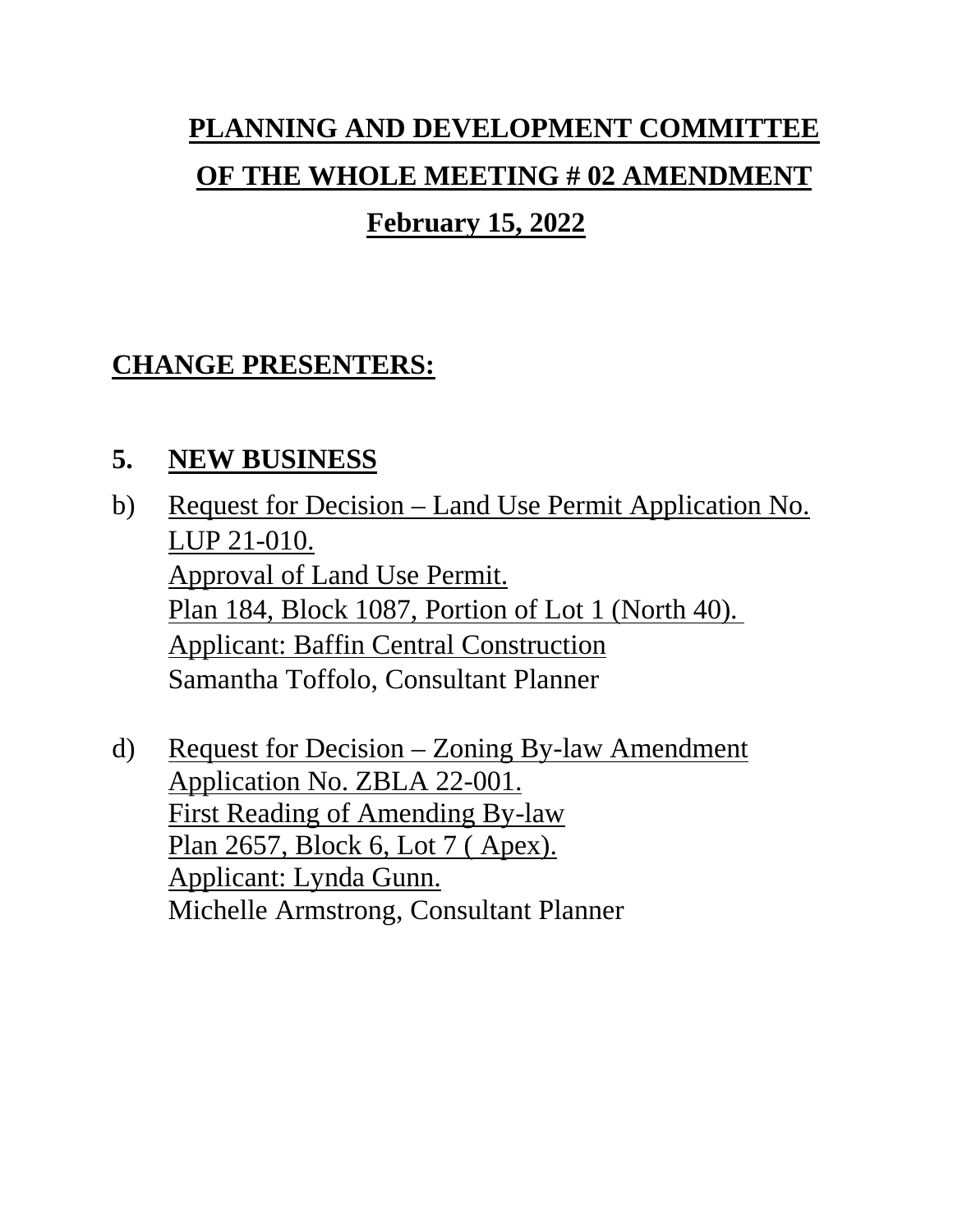# PLANNING AND DEVELOPMENT COMMITTEE OF THE WHOLE MEETING # 02 AMENDMENT

## February 15, 2022

## CHANGE PRESENTERS:

## 5. NEW BUSINESS

b) Request for Decision – Land Use Permit Application No. LUP 21-010.
Approval of Land Use Permit.
Plan 184, Block 1087, Portion of Lot 1 (North 40).
Applicant: Baffin Central Construction
Samantha Toffolo, Consultant Planner

d) Request for Decision – Zoning By-law Amendment Application No. ZBLA 22-001.
First Reading of Amending By-law
Plan 2657, Block 6, Lot 7 ( Apex).
Applicant: Lynda Gunn.
Michelle Armstrong, Consultant Planner